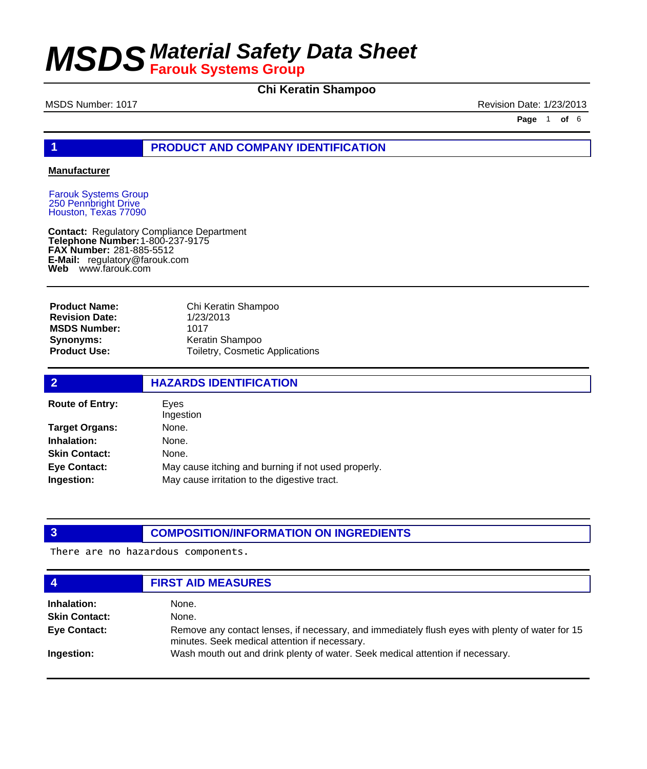# MSDS Material Safety Data Sheet
## Farouk Systems Group

**Chi Keratin Shampoo**

MSDS Number: 1017 Revision Date: 1/23/2013

## 1 PRODUCT AND COMPANY IDENTIFICATION

**Manufacturer**

Farouk Systems Group
250 Pennbright Drive
Houston, Texas 77090

**Contact:** Regulatory Compliance Department
**Telephone Number:** 1-800-237-9175
**FAX Number:** 281-885-5512
**E-Mail:** regulatory@farouk.com
**Web** www.farouk.com

| | |
|---|---|
| **Product Name:** | Chi Keratin Shampoo |
| **Revision Date:** | 1/23/2013 |
| **MSDS Number:** | 1017 |
| **Synonyms:** | Keratin Shampoo |
| **Product Use:** | Toiletry, Cosmetic Applications |

## 2 HAZARDS IDENTIFICATION

| | |
|---|---|
| **Route of Entry:** | Eyes<br>Ingestion |
| **Target Organs:** | None. |
| **Inhalation:** | None. |
| **Skin Contact:** | None. |
| **Eye Contact:** | May cause itching and burning if not used properly. |
| **Ingestion:** | May cause irritation to the digestive tract. |

## 3 COMPOSITION/INFORMATION ON INGREDIENTS

There are no hazardous components.

## 4 FIRST AID MEASURES

| | |
|---|---|
| **Inhalation:** | None. |
| **Skin Contact:** | None. |
| **Eye Contact:** | Remove any contact lenses, if necessary, and immediately flush eyes with plenty of water for 15 minutes. Seek medical attention if necessary. |
| **Ingestion:** | Wash mouth out and drink plenty of water. Seek medical attention if necessary. |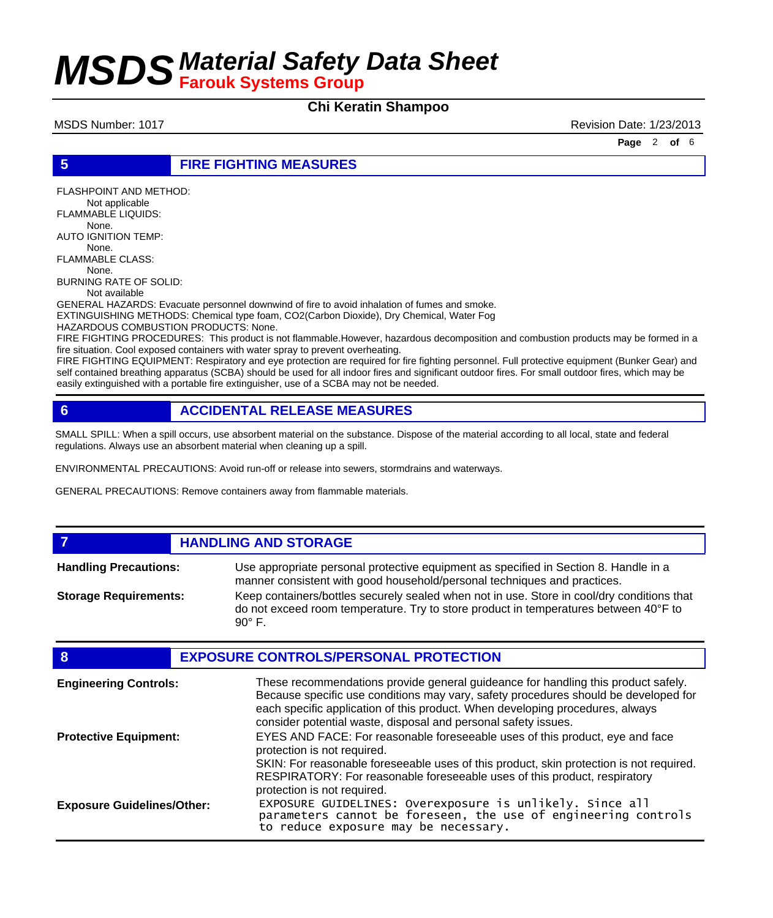## 5 FIRE FIGHTING MEASURES

FLASHPOINT AND METHOD:
Not applicable
FLAMMABLE LIQUIDS:
None.
AUTO IGNITION TEMP:
None.
FLAMMABLE CLASS:
None.
BURNING RATE OF SOLID:
Not available

GENERAL HAZARDS: Evacuate personnel downwind of fire to avoid inhalation of fumes and smoke.
EXTINGUISHING METHODS: Chemical type foam, CO2(Carbon Dioxide), Dry Chemical, Water Fog
HAZARDOUS COMBUSTION PRODUCTS: None.
FIRE FIGHTING PROCEDURES: This product is not flammable.However, hazardous decomposition and combustion products may be formed in a fire situation. Cool exposed containers with water spray to prevent overheating.
FIRE FIGHTING EQUIPMENT: Respiratory and eye protection are required for fire fighting personnel. Full protective equipment (Bunker Gear) and self contained breathing apparatus (SCBA) should be used for all indoor fires and significant outdoor fires. For small outdoor fires, which may be easily extinguished with a portable fire extinguisher, use of a SCBA may not be needed.

## 6 ACCIDENTAL RELEASE MEASURES

SMALL SPILL: When a spill occurs, use absorbent material on the substance. Dispose of the material according to all local, state and federal regulations. Always use an absorbent material when cleaning up a spill.

ENVIRONMENTAL PRECAUTIONS: Avoid run-off or release into sewers, stormdrains and waterways.

GENERAL PRECAUTIONS: Remove containers away from flammable materials.

## 7 HANDLING AND STORAGE

**Handling Precautions:** Use appropriate personal protective equipment as specified in Section 8. Handle in a manner consistent with good household/personal techniques and practices.

**Storage Requirements:** Keep containers/bottles securely sealed when not in use. Store in cool/dry conditions that do not exceed room temperature. Try to store product in temperatures between 40°F to 90° F.

## 8 EXPOSURE CONTROLS/PERSONAL PROTECTION

**Engineering Controls:** These recommendations provide general guideance for handling this product safely. Because specific use conditions may vary, safety procedures should be developed for each specific application of this product. When developing procedures, always consider potential waste, disposal and personal safety issues.

**Protective Equipment:** EYES AND FACE: For reasonable foreseeable uses of this product, eye and face protection is not required.
SKIN: For reasonable foreseeable uses of this product, skin protection is not required.
RESPIRATORY: For reasonable foreseeable uses of this product, respiratory protection is not required.

**Exposure Guidelines/Other:** EXPOSURE GUIDELINES: Overexposure is unlikely. Since all parameters cannot be foreseen, the use of engineering controls to reduce exposure may be necessary.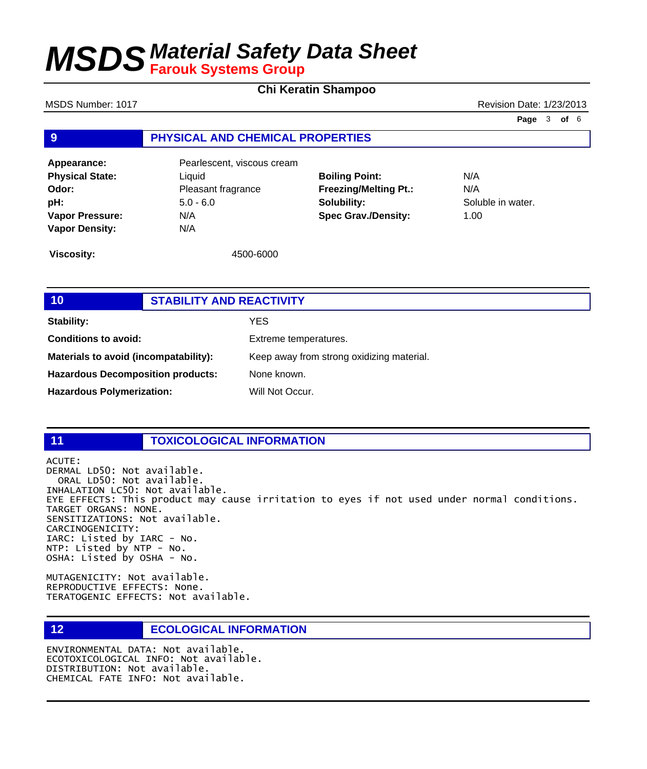## 9 PHYSICAL AND CHEMICAL PROPERTIES

| | | | |
|---|---|---|---|
| **Appearance:** | Pearlescent, viscous cream | | |
| **Physical State:** | Liquid | **Boiling Point:** | N/A |
| **Odor:** | Pleasant fragrance | **Freezing/Melting Pt.:** | N/A |
| **pH:** | 5.0 - 6.0 | **Solubility:** | Soluble in water. |
| **Vapor Pressure:** | N/A | **Spec Grav./Density:** | 1.00 |
| **Vapor Density:** | N/A | | |

**Viscosity:** 4500-6000

## 10 STABILITY AND REACTIVITY

| | |
|---|---|
| **Stability:** | YES |
| **Conditions to avoid:** | Extreme temperatures. |
| **Materials to avoid (incompatability):** | Keep away from strong oxidizing material. |
| **Hazardous Decomposition products:** | None known. |
| **Hazardous Polymerization:** | Will Not Occur. |

## 11 TOXICOLOGICAL INFORMATION

ACUTE:
DERMAL LD50: Not available.
ORAL LD50: Not available.
INHALATION LC50: Not available.
EYE EFFECTS: This product may cause irritation to eyes if not used under normal conditions.
TARGET ORGANS: NONE.
SENSITIZATIONS: Not available.
CARCINOGENICITY:
IARC: Listed by IARC - No.
NTP: Listed by NTP - No.
OSHA: Listed by OSHA - No.

MUTAGENICITY: Not available.
REPRODUCTIVE EFFECTS: None.
TERATOGENIC EFFECTS: Not available.

## 12 ECOLOGICAL INFORMATION

ENVIRONMENTAL DATA: Not available.
ECOTOXICOLOGICAL INFO: Not available.
DISTRIBUTION: Not available.
CHEMICAL FATE INFO: Not available.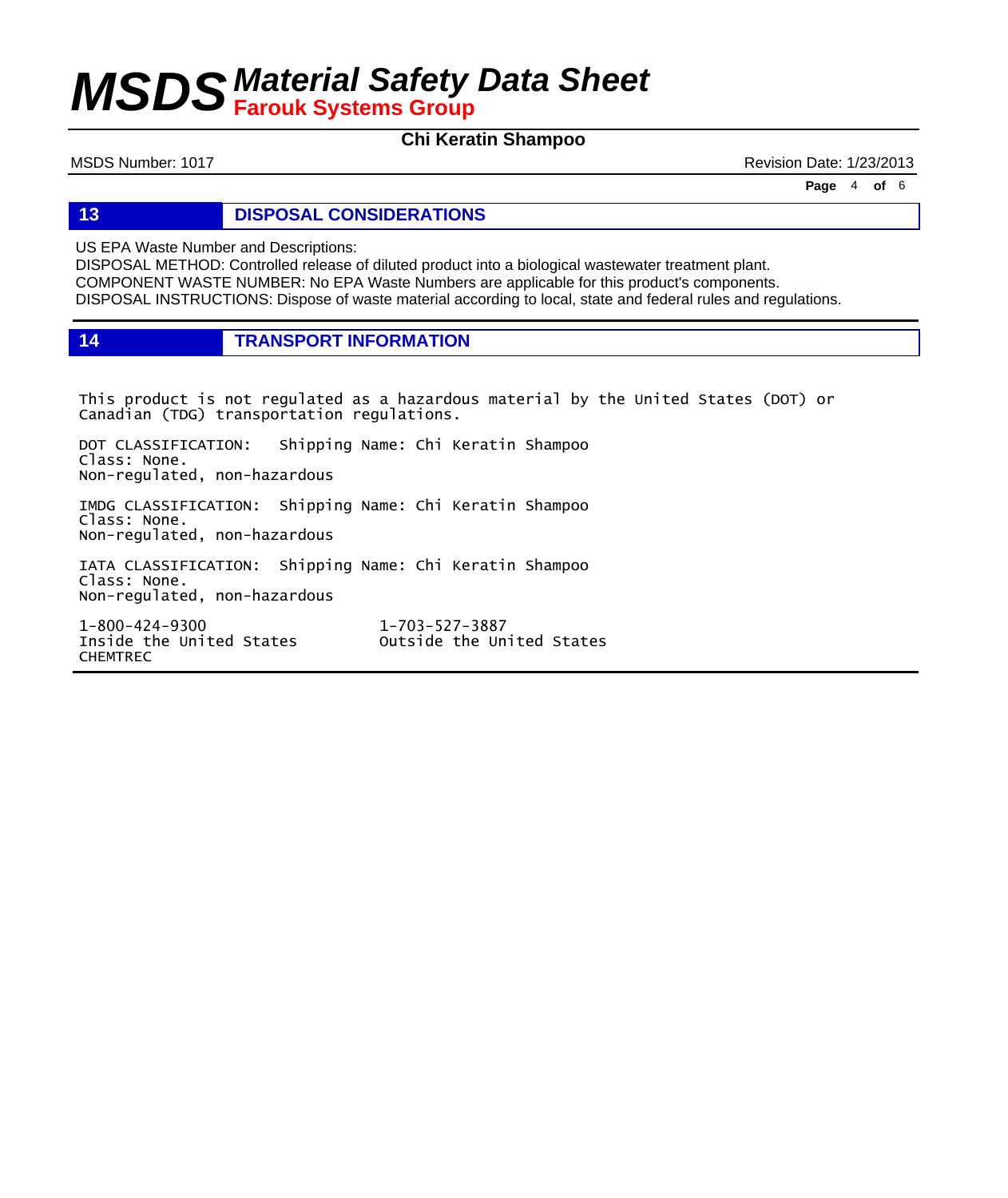## 13 DISPOSAL CONSIDERATIONS

US EPA Waste Number and Descriptions:
DISPOSAL METHOD: Controlled release of diluted product into a biological wastewater treatment plant.
COMPONENT WASTE NUMBER: No EPA Waste Numbers are applicable for this product's components.
DISPOSAL INSTRUCTIONS: Dispose of waste material according to local, state and federal rules and regulations.

## 14 TRANSPORT INFORMATION

This product is not regulated as a hazardous material by the United States (DOT) or Canadian (TDG) transportation regulations.

DOT CLASSIFICATION: Shipping Name: Chi Keratin Shampoo
Class: None.
Non-regulated, non-hazardous

IMDG CLASSIFICATION: Shipping Name: Chi Keratin Shampoo
Class: None.
Non-regulated, non-hazardous

IATA CLASSIFICATION: Shipping Name: Chi Keratin Shampoo
Class: None.
Non-regulated, non-hazardous

1-800-424-9300 Inside the United States
1-703-527-3887 Outside the United States
CHEMTREC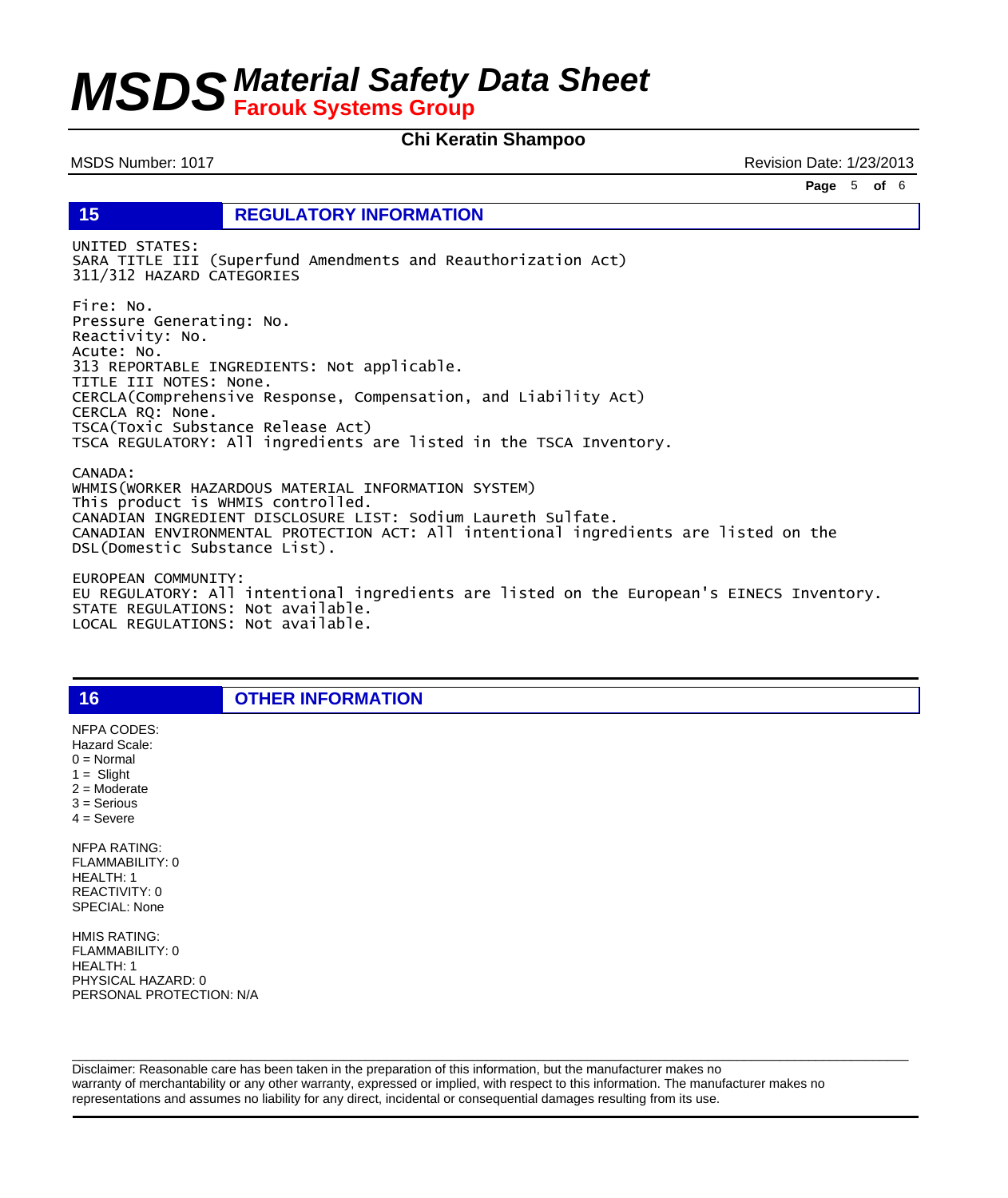## 15 REGULATORY INFORMATION

UNITED STATES:
SARA TITLE III (Superfund Amendments and Reauthorization Act)
311/312 HAZARD CATEGORIES

Fire: No.
Pressure Generating: No.
Reactivity: No.
Acute: No.
313 REPORTABLE INGREDIENTS: Not applicable.
TITLE III NOTES: None.
CERCLA(Comprehensive Response, Compensation, and Liability Act)
CERCLA RQ: None.
TSCA(Toxic Substance Release Act)
TSCA REGULATORY: All ingredients are listed in the TSCA Inventory.

CANADA:
WHMIS(WORKER HAZARDOUS MATERIAL INFORMATION SYSTEM)
This product is WHMIS controlled.
CANADIAN INGREDIENT DISCLOSURE LIST: Sodium Laureth Sulfate.
CANADIAN ENVIRONMENTAL PROTECTION ACT: All intentional ingredients are listed on the DSL(Domestic Substance List).

EUROPEAN COMMUNITY:
EU REGULATORY: All intentional ingredients are listed on the European's EINECS Inventory.
STATE REGULATIONS: Not available.
LOCAL REGULATIONS: Not available.

## 16 OTHER INFORMATION

NFPA CODES:
Hazard Scale:
0 = Normal
1 = Slight
2 = Moderate
3 = Serious
4 = Severe

NFPA RATING:
FLAMMABILITY: 0
HEALTH: 1
REACTIVITY: 0
SPECIAL: None

HMIS RATING:
FLAMMABILITY: 0
HEALTH: 1
PHYSICAL HAZARD: 0
PERSONAL PROTECTION: N/A

Disclaimer: Reasonable care has been taken in the preparation of this information, but the manufacturer makes no warranty of merchantability or any other warranty, expressed or implied, with respect to this information. The manufacturer makes no representations and assumes no liability for any direct, incidental or consequential damages resulting from its use.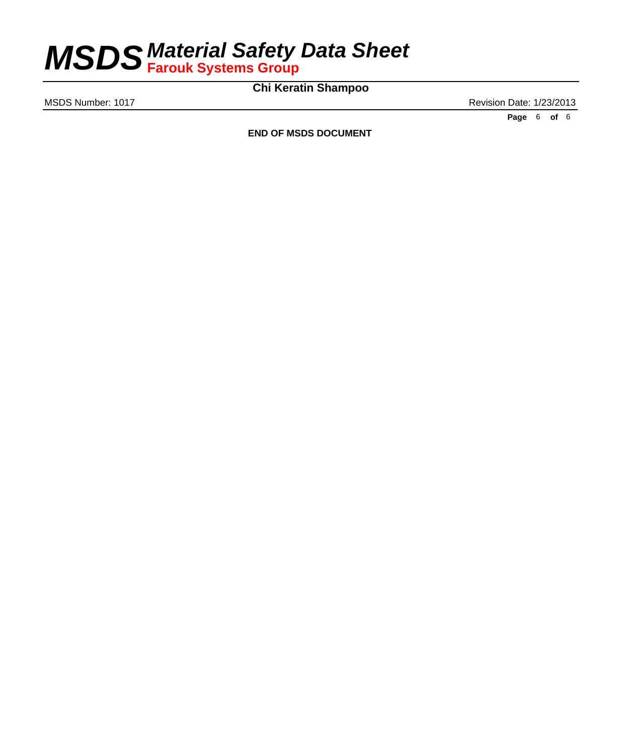**END OF MSDS DOCUMENT**